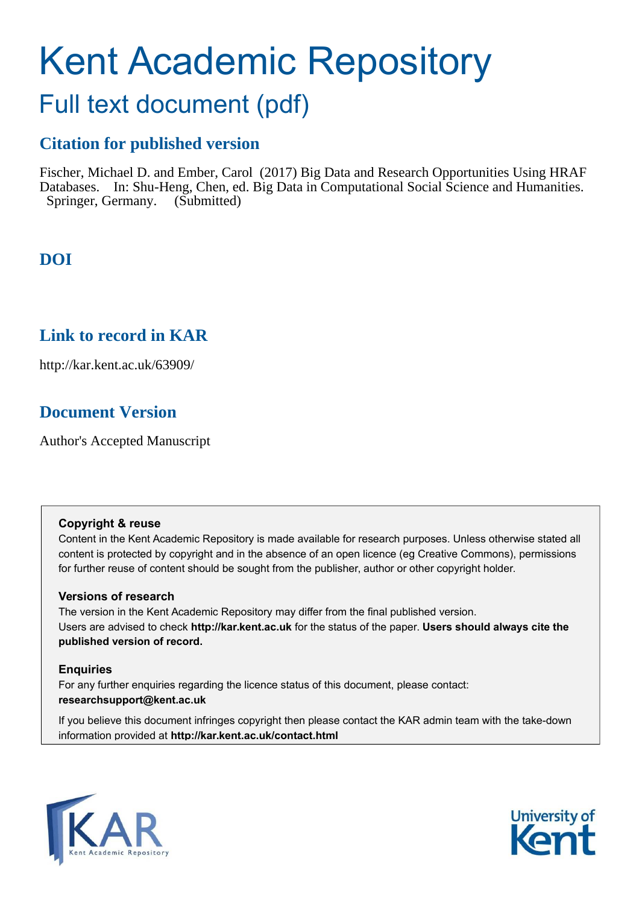# Kent Academic Repository

## Full text document (pdf)

### Citation for published version

Fischer, Michael D. and Ember, Carol (2017) Big Data and Research Opportunities Using HRAF Databases. In: Shu-Heng, Chen, ed. Big Data in Computational Social Science and Humanities. Springer, Germany. (Submitted)

### DOI

### Link to record in KAR

http://kar.kent.ac.uk/63909/

### Document Version

Author's Accepted Manuscript

**Copyright & reuse**

Content in the Kent Academic Repository is made available for research purposes. Unless otherwise stated all content is protected by copyright and in the absence of an open licence (eg Creative Commons), permissions for further reuse of content should be sought from the publisher, author or other copyright holder.

**Versions of research**

The version in the Kent Academic Repository may differ from the final published version. Users are advised to check **http://kar.kent.ac.uk** for the status of the paper. **Users should always cite the published version of record.**

**Enquiries**

For any further enquiries regarding the licence status of this document, please contact: **researchsupport@kent.ac.uk**

If you believe this document infringes copyright then please contact the KAR admin team with the take-down information provided at **http://kar.kent.ac.uk/contact.html**

KAR Kent Academic Repository

University of Kent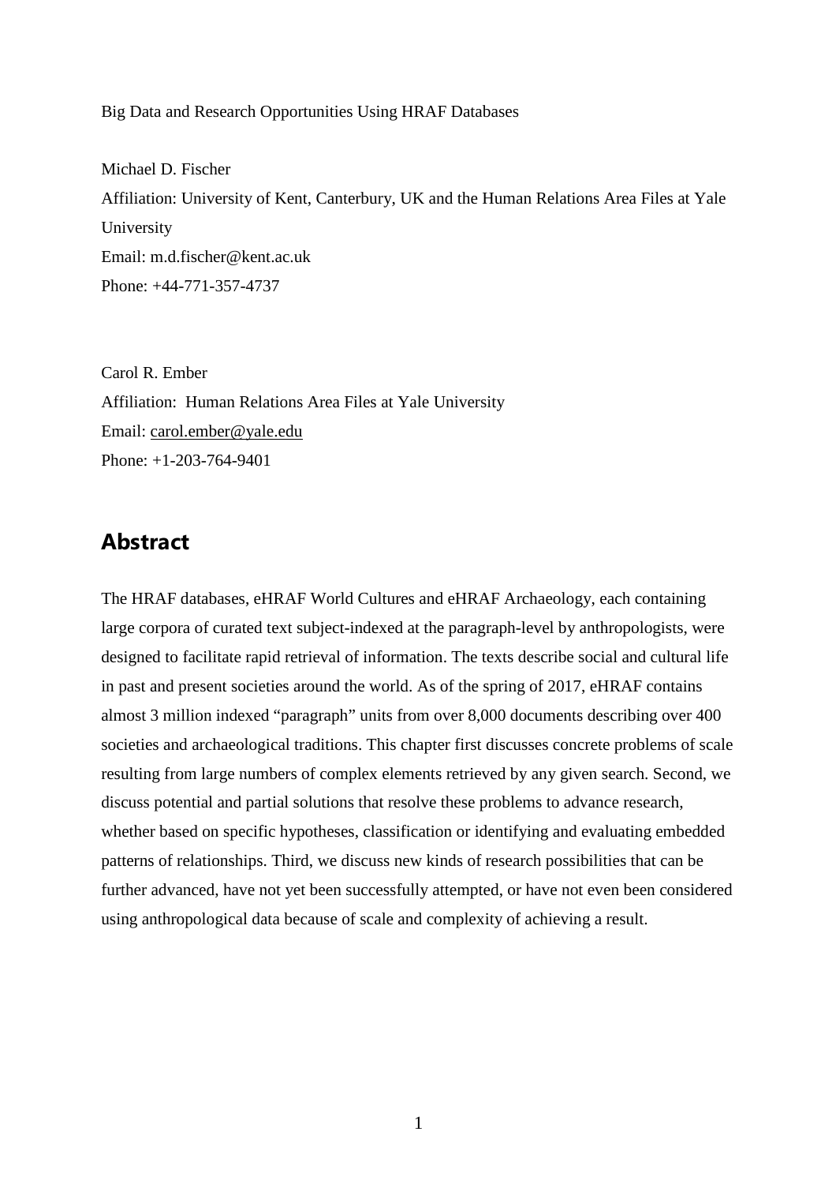Big Data and Research Opportunities Using HRAF Databases

Michael D. Fischer
Affiliation: University of Kent, Canterbury, UK and the Human Relations Area Files at Yale University
Email: m.d.fischer@kent.ac.uk
Phone: +44-771-357-4737

Carol R. Ember
Affiliation: Human Relations Area Files at Yale University
Email: carol.ember@yale.edu
Phone: +1-203-764-9401

## Abstract

The HRAF databases, eHRAF World Cultures and eHRAF Archaeology, each containing large corpora of curated text subject-indexed at the paragraph-level by anthropologists, were designed to facilitate rapid retrieval of information. The texts describe social and cultural life in past and present societies around the world. As of the spring of 2017, eHRAF contains almost 3 million indexed "paragraph" units from over 8,000 documents describing over 400 societies and archaeological traditions. This chapter first discusses concrete problems of scale resulting from large numbers of complex elements retrieved by any given search. Second, we discuss potential and partial solutions that resolve these problems to advance research, whether based on specific hypotheses, classification or identifying and evaluating embedded patterns of relationships. Third, we discuss new kinds of research possibilities that can be further advanced, have not yet been successfully attempted, or have not even been considered using anthropological data because of scale and complexity of achieving a result.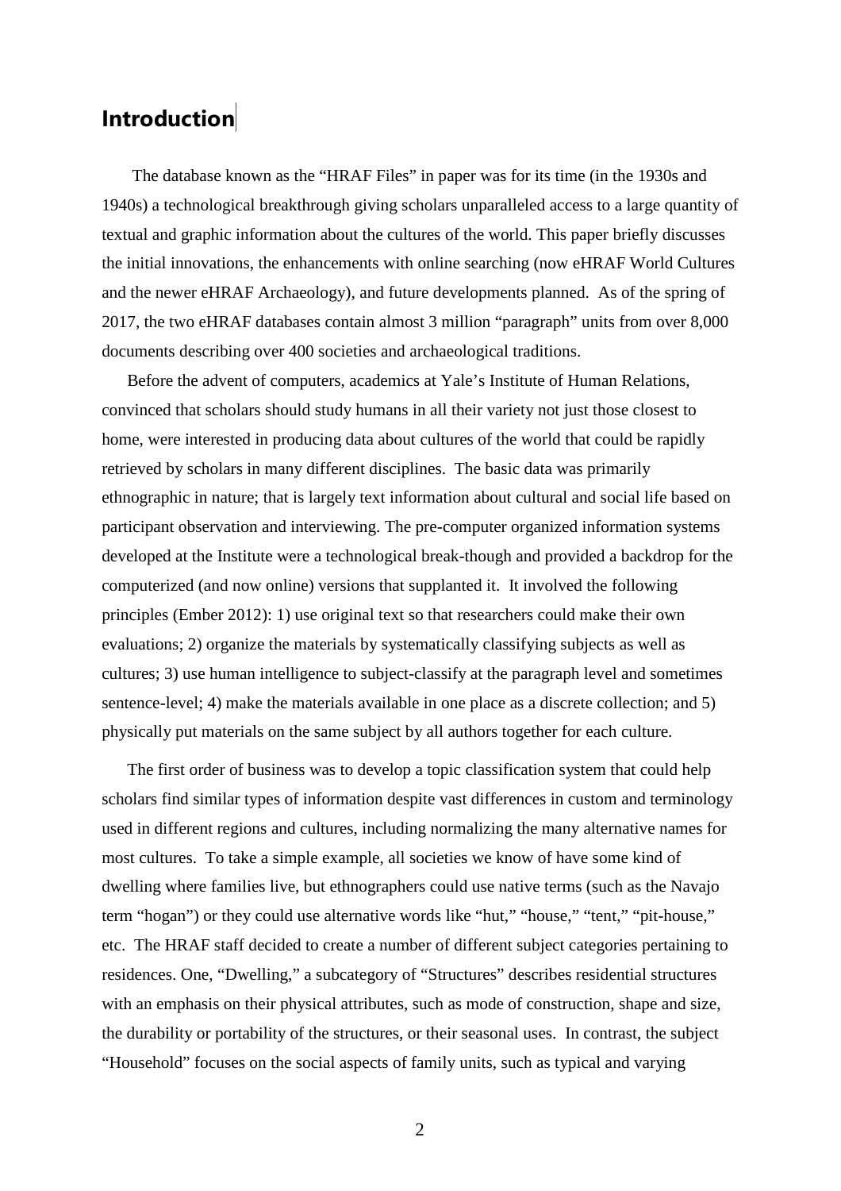## Introduction

The database known as the "HRAF Files" in paper was for its time (in the 1930s and 1940s) a technological breakthrough giving scholars unparalleled access to a large quantity of textual and graphic information about the cultures of the world. This paper briefly discusses the initial innovations, the enhancements with online searching (now eHRAF World Cultures and the newer eHRAF Archaeology), and future developments planned. As of the spring of 2017, the two eHRAF databases contain almost 3 million "paragraph" units from over 8,000 documents describing over 400 societies and archaeological traditions.

Before the advent of computers, academics at Yale's Institute of Human Relations, convinced that scholars should study humans in all their variety not just those closest to home, were interested in producing data about cultures of the world that could be rapidly retrieved by scholars in many different disciplines. The basic data was primarily ethnographic in nature; that is largely text information about cultural and social life based on participant observation and interviewing. The pre-computer organized information systems developed at the Institute were a technological break-though and provided a backdrop for the computerized (and now online) versions that supplanted it. It involved the following principles (Ember 2012): 1) use original text so that researchers could make their own evaluations; 2) organize the materials by systematically classifying subjects as well as cultures; 3) use human intelligence to subject-classify at the paragraph level and sometimes sentence-level; 4) make the materials available in one place as a discrete collection; and 5) physically put materials on the same subject by all authors together for each culture.

The first order of business was to develop a topic classification system that could help scholars find similar types of information despite vast differences in custom and terminology used in different regions and cultures, including normalizing the many alternative names for most cultures. To take a simple example, all societies we know of have some kind of dwelling where families live, but ethnographers could use native terms (such as the Navajo term "hogan") or they could use alternative words like "hut," "house," "tent," "pit-house," etc. The HRAF staff decided to create a number of different subject categories pertaining to residences. One, "Dwelling," a subcategory of "Structures" describes residential structures with an emphasis on their physical attributes, such as mode of construction, shape and size, the durability or portability of the structures, or their seasonal uses. In contrast, the subject "Household" focuses on the social aspects of family units, such as typical and varying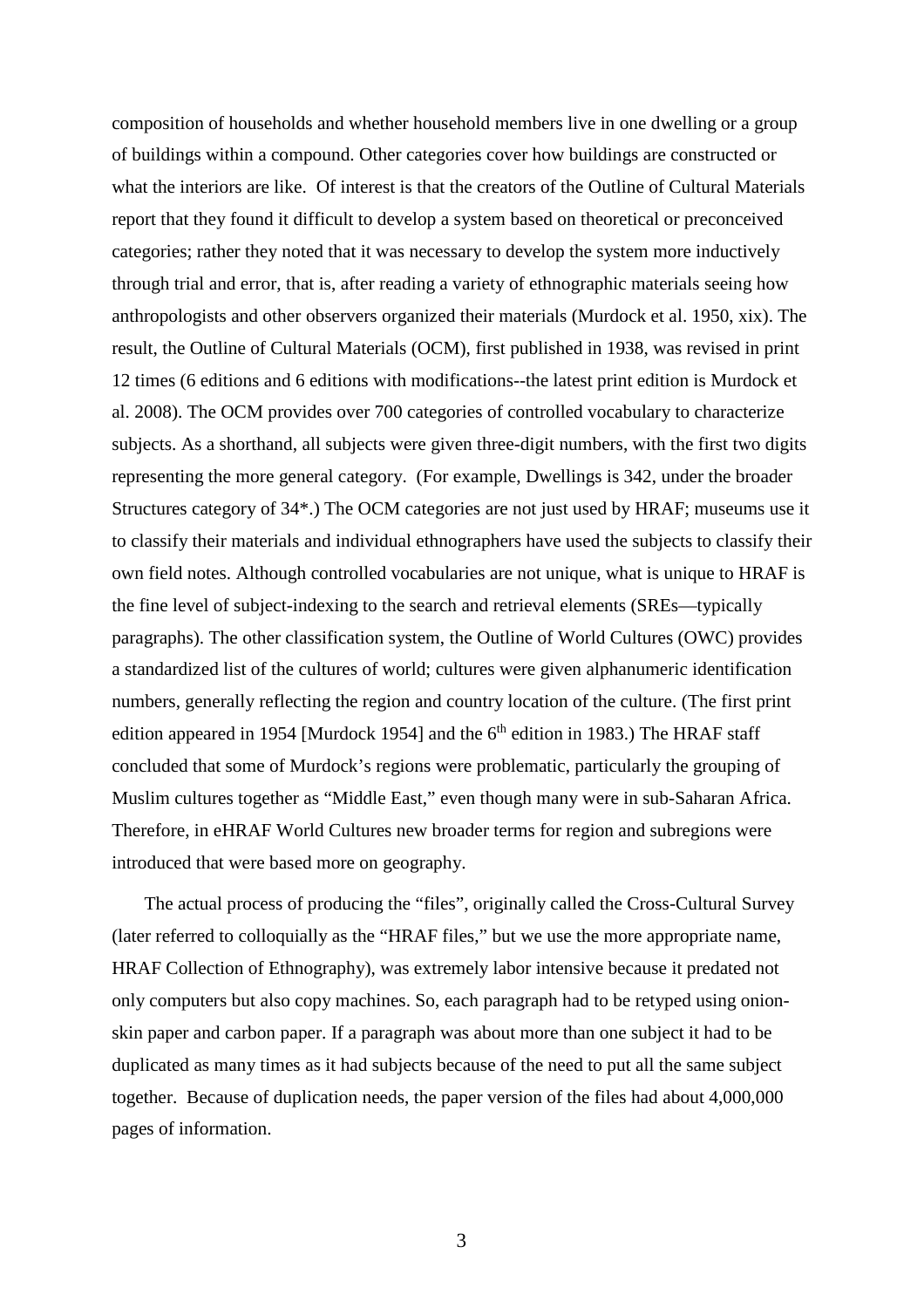composition of households and whether household members live in one dwelling or a group of buildings within a compound. Other categories cover how buildings are constructed or what the interiors are like. Of interest is that the creators of the Outline of Cultural Materials report that they found it difficult to develop a system based on theoretical or preconceived categories; rather they noted that it was necessary to develop the system more inductively through trial and error, that is, after reading a variety of ethnographic materials seeing how anthropologists and other observers organized their materials (Murdock et al. 1950, xix). The result, the Outline of Cultural Materials (OCM), first published in 1938, was revised in print 12 times (6 editions and 6 editions with modifications--the latest print edition is Murdock et al. 2008). The OCM provides over 700 categories of controlled vocabulary to characterize subjects. As a shorthand, all subjects were given three-digit numbers, with the first two digits representing the more general category. (For example, Dwellings is 342, under the broader Structures category of 34*.) The OCM categories are not just used by HRAF; museums use it to classify their materials and individual ethnographers have used the subjects to classify their own field notes. Although controlled vocabularies are not unique, what is unique to HRAF is the fine level of subject-indexing to the search and retrieval elements (SREs—typically paragraphs). The other classification system, the Outline of World Cultures (OWC) provides a standardized list of the cultures of world; cultures were given alphanumeric identification numbers, generally reflecting the region and country location of the culture. (The first print edition appeared in 1954 [Murdock 1954] and the 6th edition in 1983.) The HRAF staff concluded that some of Murdock's regions were problematic, particularly the grouping of Muslim cultures together as "Middle East," even though many were in sub-Saharan Africa. Therefore, in eHRAF World Cultures new broader terms for region and subregions were introduced that were based more on geography.

The actual process of producing the "files", originally called the Cross-Cultural Survey (later referred to colloquially as the "HRAF files," but we use the more appropriate name, HRAF Collection of Ethnography), was extremely labor intensive because it predated not only computers but also copy machines. So, each paragraph had to be retyped using onion-skin paper and carbon paper. If a paragraph was about more than one subject it had to be duplicated as many times as it had subjects because of the need to put all the same subject together. Because of duplication needs, the paper version of the files had about 4,000,000 pages of information.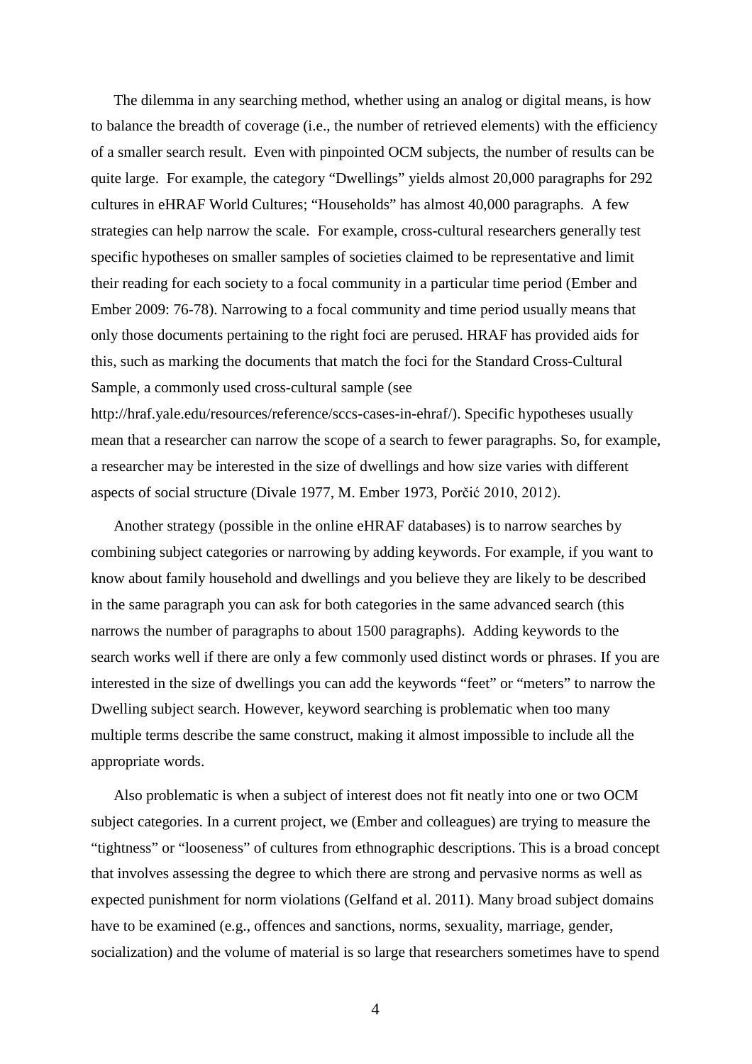The dilemma in any searching method, whether using an analog or digital means, is how to balance the breadth of coverage (i.e., the number of retrieved elements) with the efficiency of a smaller search result. Even with pinpointed OCM subjects, the number of results can be quite large. For example, the category "Dwellings" yields almost 20,000 paragraphs for 292 cultures in eHRAF World Cultures; "Households" has almost 40,000 paragraphs. A few strategies can help narrow the scale. For example, cross-cultural researchers generally test specific hypotheses on smaller samples of societies claimed to be representative and limit their reading for each society to a focal community in a particular time period (Ember and Ember 2009: 76-78). Narrowing to a focal community and time period usually means that only those documents pertaining to the right foci are perused. HRAF has provided aids for this, such as marking the documents that match the foci for the Standard Cross-Cultural Sample, a commonly used cross-cultural sample (see http://hraf.yale.edu/resources/reference/sccs-cases-in-ehraf/). Specific hypotheses usually mean that a researcher can narrow the scope of a search to fewer paragraphs. So, for example, a researcher may be interested in the size of dwellings and how size varies with different aspects of social structure (Divale 1977, M. Ember 1973, Porčić 2010, 2012).

Another strategy (possible in the online eHRAF databases) is to narrow searches by combining subject categories or narrowing by adding keywords. For example, if you want to know about family household and dwellings and you believe they are likely to be described in the same paragraph you can ask for both categories in the same advanced search (this narrows the number of paragraphs to about 1500 paragraphs). Adding keywords to the search works well if there are only a few commonly used distinct words or phrases. If you are interested in the size of dwellings you can add the keywords "feet" or "meters" to narrow the Dwelling subject search. However, keyword searching is problematic when too many multiple terms describe the same construct, making it almost impossible to include all the appropriate words.

Also problematic is when a subject of interest does not fit neatly into one or two OCM subject categories. In a current project, we (Ember and colleagues) are trying to measure the "tightness" or "looseness" of cultures from ethnographic descriptions. This is a broad concept that involves assessing the degree to which there are strong and pervasive norms as well as expected punishment for norm violations (Gelfand et al. 2011). Many broad subject domains have to be examined (e.g., offences and sanctions, norms, sexuality, marriage, gender, socialization) and the volume of material is so large that researchers sometimes have to spend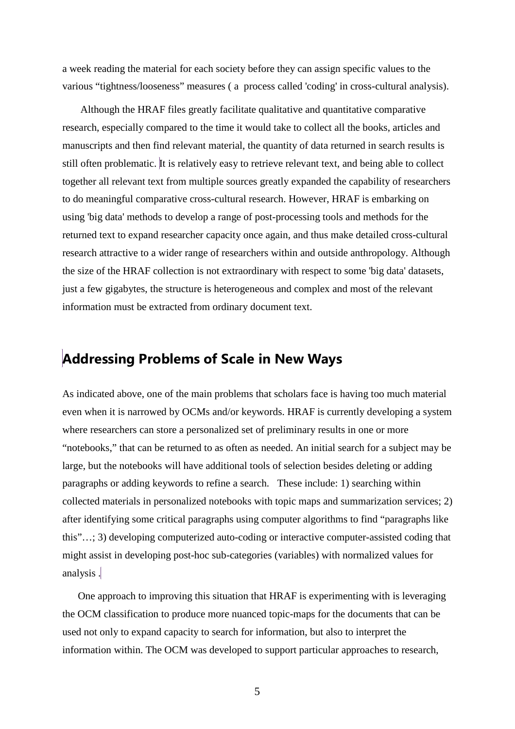a week reading the material for each society before they can assign specific values to the various "tightness/looseness" measures ( a process called 'coding' in cross-cultural analysis).

Although the HRAF files greatly facilitate qualitative and quantitative comparative research, especially compared to the time it would take to collect all the books, articles and manuscripts and then find relevant material, the quantity of data returned in search results is still often problematic. It is relatively easy to retrieve relevant text, and being able to collect together all relevant text from multiple sources greatly expanded the capability of researchers to do meaningful comparative cross-cultural research. However, HRAF is embarking on using 'big data' methods to develop a range of post-processing tools and methods for the returned text to expand researcher capacity once again, and thus make detailed cross-cultural research attractive to a wider range of researchers within and outside anthropology. Although the size of the HRAF collection is not extraordinary with respect to some 'big data' datasets, just a few gigabytes, the structure is heterogeneous and complex and most of the relevant information must be extracted from ordinary document text.

## Addressing Problems of Scale in New Ways

As indicated above, one of the main problems that scholars face is having too much material even when it is narrowed by OCMs and/or keywords. HRAF is currently developing a system where researchers can store a personalized set of preliminary results in one or more "notebooks," that can be returned to as often as needed. An initial search for a subject may be large, but the notebooks will have additional tools of selection besides deleting or adding paragraphs or adding keywords to refine a search. These include: 1) searching within collected materials in personalized notebooks with topic maps and summarization services; 2) after identifying some critical paragraphs using computer algorithms to find "paragraphs like this"…; 3) developing computerized auto-coding or interactive computer-assisted coding that might assist in developing post-hoc sub-categories (variables) with normalized values for analysis .

One approach to improving this situation that HRAF is experimenting with is leveraging the OCM classification to produce more nuanced topic-maps for the documents that can be used not only to expand capacity to search for information, but also to interpret the information within. The OCM was developed to support particular approaches to research,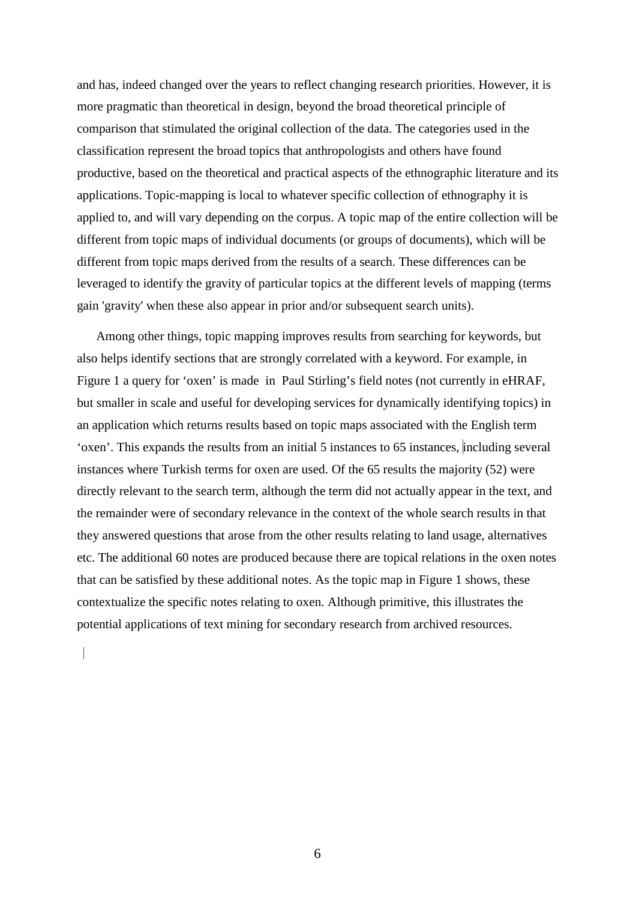and has, indeed changed over the years to reflect changing research priorities. However, it is more pragmatic than theoretical in design, beyond the broad theoretical principle of comparison that stimulated the original collection of the data. The categories used in the classification represent the broad topics that anthropologists and others have found productive, based on the theoretical and practical aspects of the ethnographic literature and its applications. Topic-mapping is local to whatever specific collection of ethnography it is applied to, and will vary depending on the corpus. A topic map of the entire collection will be different from topic maps of individual documents (or groups of documents), which will be different from topic maps derived from the results of a search. These differences can be leveraged to identify the gravity of particular topics at the different levels of mapping (terms gain 'gravity' when these also appear in prior and/or subsequent search units).

Among other things, topic mapping improves results from searching for keywords, but also helps identify sections that are strongly correlated with a keyword. For example, in Figure 1 a query for ‘oxen’ is made in Paul Stirling’s field notes (not currently in eHRAF, but smaller in scale and useful for developing services for dynamically identifying topics) in an application which returns results based on topic maps associated with the English term ‘oxen’. This expands the results from an initial 5 instances to 65 instances, including several instances where Turkish terms for oxen are used. Of the 65 results the majority (52) were directly relevant to the search term, although the term did not actually appear in the text, and the remainder were of secondary relevance in the context of the whole search results in that they answered questions that arose from the other results relating to land usage, alternatives etc. The additional 60 notes are produced because there are topical relations in the oxen notes that can be satisfied by these additional notes. As the topic map in Figure 1 shows, these contextualize the specific notes relating to oxen. Although primitive, this illustrates the potential applications of text mining for secondary research from archived resources.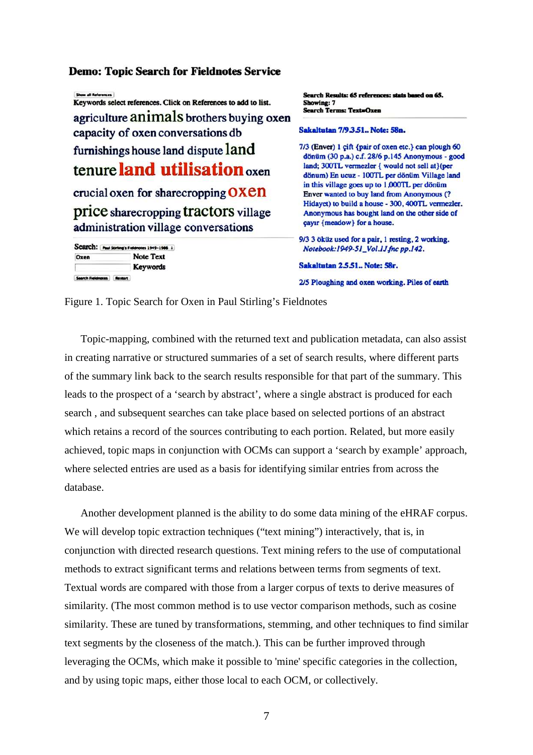**Demo: Topic Search for Fieldnotes Service**

Show all References

Keywords select references. Click on References to add to list.

agriculture animals brothers buying oxen capacity of oxen conversations db furnishings house land dispute land tenure land utilisation oxen crucial oxen for sharecropping oxen price sharecropping tractors village administration village conversations

Search: Paul Stirling's Fieldnotes 1949-1986

Oxen Note Text

Keywords

Search Fieldnotes Restart

Search Results: 65 references: stats based on 65.
Showing: 7
Search Terms: Text=Oxen

Sakaltutan 7/9.3.51.. Note: 58n.

7/3 (Enver) 1 çift {pair of oxen etc.} can plough 60 dönüm (30 p.a.) c.f. 28/6 p.145 Anonymous - good land; 300TL vermezler { would not sell at}(per dönum) En ucuz - 100TL per dönüm Village land in this village goes up to 1,000TL per dönüm Enver wanted to buy land from Anonymous (? Hidayet) to build a house - 300, 400TL vermezler. Anonymous has bought land on the other side of çayır {meadow} for a house.

9/3 3 öküz used for a pair, 1 resting, 2 working. *Notebook:1949-51_Vol.1.Jfnc pp.142.*

Sakaltutan 2.5.51.. Note: 58r.

2/5 Ploughing and oxen working. Piles of earth

Figure 1. Topic Search for Oxen in Paul Stirling's Fieldnotes

Topic-mapping, combined with the returned text and publication metadata, can also assist in creating narrative or structured summaries of a set of search results, where different parts of the summary link back to the search results responsible for that part of the summary. This leads to the prospect of a 'search by abstract', where a single abstract is produced for each search , and subsequent searches can take place based on selected portions of an abstract which retains a record of the sources contributing to each portion. Related, but more easily achieved, topic maps in conjunction with OCMs can support a 'search by example' approach, where selected entries are used as a basis for identifying similar entries from across the database.

Another development planned is the ability to do some data mining of the eHRAF corpus. We will develop topic extraction techniques ("text mining") interactively, that is, in conjunction with directed research questions. Text mining refers to the use of computational methods to extract significant terms and relations between terms from segments of text. Textual words are compared with those from a larger corpus of texts to derive measures of similarity. (The most common method is to use vector comparison methods, such as cosine similarity. These are tuned by transformations, stemming, and other techniques to find similar text segments by the closeness of the match.). This can be further improved through leveraging the OCMs, which make it possible to 'mine' specific categories in the collection, and by using topic maps, either those local to each OCM, or collectively.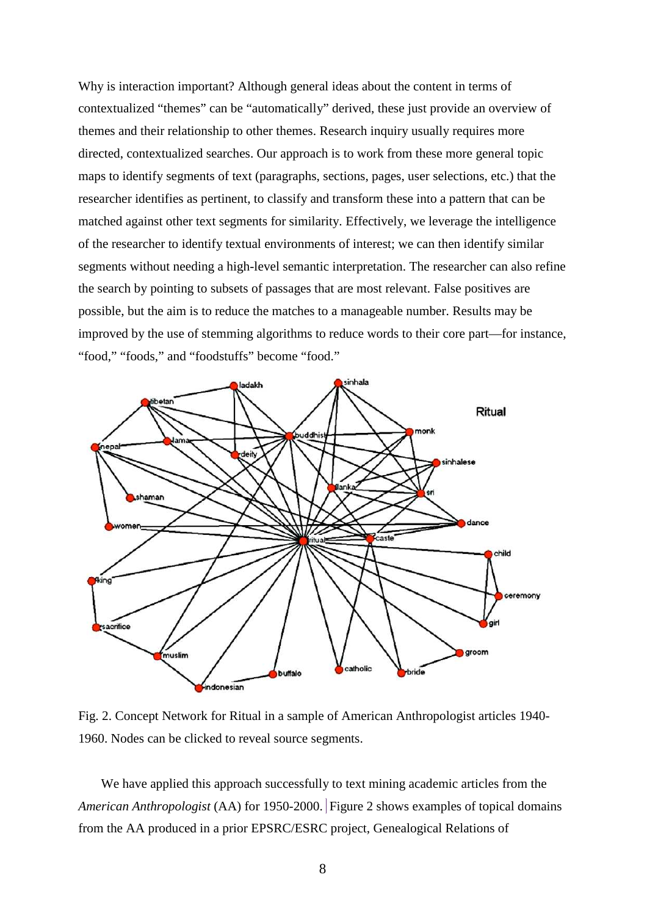Why is interaction important? Although general ideas about the content in terms of contextualized "themes" can be "automatically" derived, these just provide an overview of themes and their relationship to other themes. Research inquiry usually requires more directed, contextualized searches. Our approach is to work from these more general topic maps to identify segments of text (paragraphs, sections, pages, user selections, etc.) that the researcher identifies as pertinent, to classify and transform these into a pattern that can be matched against other text segments for similarity. Effectively, we leverage the intelligence of the researcher to identify textual environments of interest; we can then identify similar segments without needing a high-level semantic interpretation. The researcher can also refine the search by pointing to subsets of passages that are most relevant. False positives are possible, but the aim is to reduce the matches to a manageable number. Results may be improved by the use of stemming algorithms to reduce words to their core part—for instance, "food," "foods," and "foodstuffs" become "food."

Ritual

ladakh
sinhala
tibetan
monk
buddhist
lama
nepal
deity
sinhalese
lanka
sri
shaman
dance
women
ritual
caste
child
king
ceremony
sacrifice
girl
groom
muslim
catholic
buffalo
bride
indonesian

Fig. 2. Concept Network for Ritual in a sample of American Anthropologist articles 1940-1960. Nodes can be clicked to reveal source segments.

We have applied this approach successfully to text mining academic articles from the *American Anthropologist* (AA) for 1950-2000. Figure 2 shows examples of topical domains from the AA produced in a prior EPSRC/ESRC project, Genealogical Relations of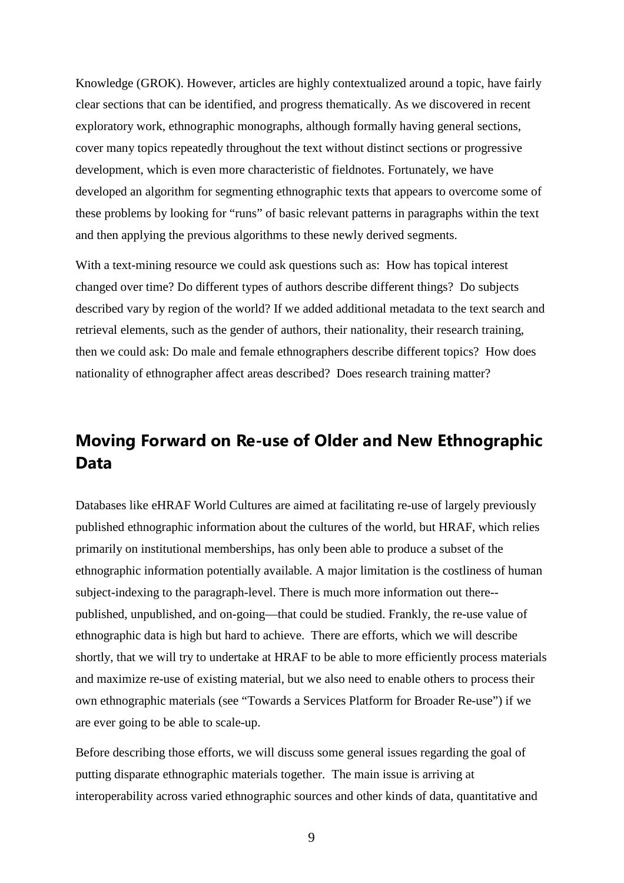Knowledge (GROK). However, articles are highly contextualized around a topic, have fairly clear sections that can be identified, and progress thematically. As we discovered in recent exploratory work, ethnographic monographs, although formally having general sections, cover many topics repeatedly throughout the text without distinct sections or progressive development, which is even more characteristic of fieldnotes. Fortunately, we have developed an algorithm for segmenting ethnographic texts that appears to overcome some of these problems by looking for "runs" of basic relevant patterns in paragraphs within the text and then applying the previous algorithms to these newly derived segments.

With a text-mining resource we could ask questions such as: How has topical interest changed over time? Do different types of authors describe different things? Do subjects described vary by region of the world? If we added additional metadata to the text search and retrieval elements, such as the gender of authors, their nationality, their research training, then we could ask: Do male and female ethnographers describe different topics? How does nationality of ethnographer affect areas described? Does research training matter?

## Moving Forward on Re-use of Older and New Ethnographic Data

Databases like eHRAF World Cultures are aimed at facilitating re-use of largely previously published ethnographic information about the cultures of the world, but HRAF, which relies primarily on institutional memberships, has only been able to produce a subset of the ethnographic information potentially available. A major limitation is the costliness of human subject-indexing to the paragraph-level. There is much more information out there--published, unpublished, and on-going—that could be studied. Frankly, the re-use value of ethnographic data is high but hard to achieve. There are efforts, which we will describe shortly, that we will try to undertake at HRAF to be able to more efficiently process materials and maximize re-use of existing material, but we also need to enable others to process their own ethnographic materials (see "Towards a Services Platform for Broader Re-use") if we are ever going to be able to scale-up.

Before describing those efforts, we will discuss some general issues regarding the goal of putting disparate ethnographic materials together. The main issue is arriving at interoperability across varied ethnographic sources and other kinds of data, quantitative and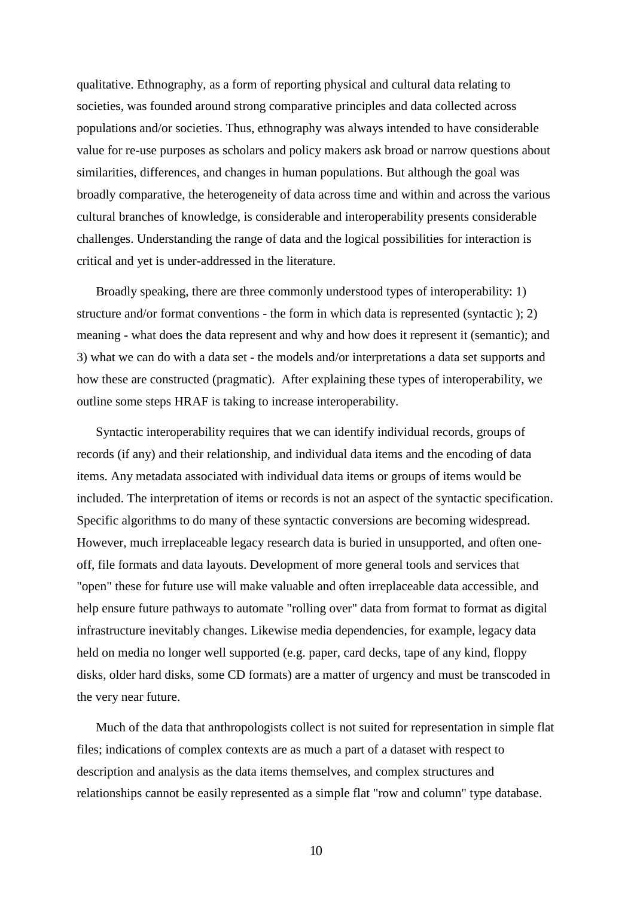qualitative. Ethnography, as a form of reporting physical and cultural data relating to societies, was founded around strong comparative principles and data collected across populations and/or societies. Thus, ethnography was always intended to have considerable value for re-use purposes as scholars and policy makers ask broad or narrow questions about similarities, differences, and changes in human populations. But although the goal was broadly comparative, the heterogeneity of data across time and within and across the various cultural branches of knowledge, is considerable and interoperability presents considerable challenges. Understanding the range of data and the logical possibilities for interaction is critical and yet is under-addressed in the literature.

Broadly speaking, there are three commonly understood types of interoperability: 1) structure and/or format conventions - the form in which data is represented (syntactic ); 2) meaning - what does the data represent and why and how does it represent it (semantic); and 3) what we can do with a data set - the models and/or interpretations a data set supports and how these are constructed (pragmatic). After explaining these types of interoperability, we outline some steps HRAF is taking to increase interoperability.

Syntactic interoperability requires that we can identify individual records, groups of records (if any) and their relationship, and individual data items and the encoding of data items. Any metadata associated with individual data items or groups of items would be included. The interpretation of items or records is not an aspect of the syntactic specification. Specific algorithms to do many of these syntactic conversions are becoming widespread. However, much irreplaceable legacy research data is buried in unsupported, and often one-off, file formats and data layouts. Development of more general tools and services that "open" these for future use will make valuable and often irreplaceable data accessible, and help ensure future pathways to automate "rolling over" data from format to format as digital infrastructure inevitably changes. Likewise media dependencies, for example, legacy data held on media no longer well supported (e.g. paper, card decks, tape of any kind, floppy disks, older hard disks, some CD formats) are a matter of urgency and must be transcoded in the very near future.

Much of the data that anthropologists collect is not suited for representation in simple flat files; indications of complex contexts are as much a part of a dataset with respect to description and analysis as the data items themselves, and complex structures and relationships cannot be easily represented as a simple flat "row and column" type database.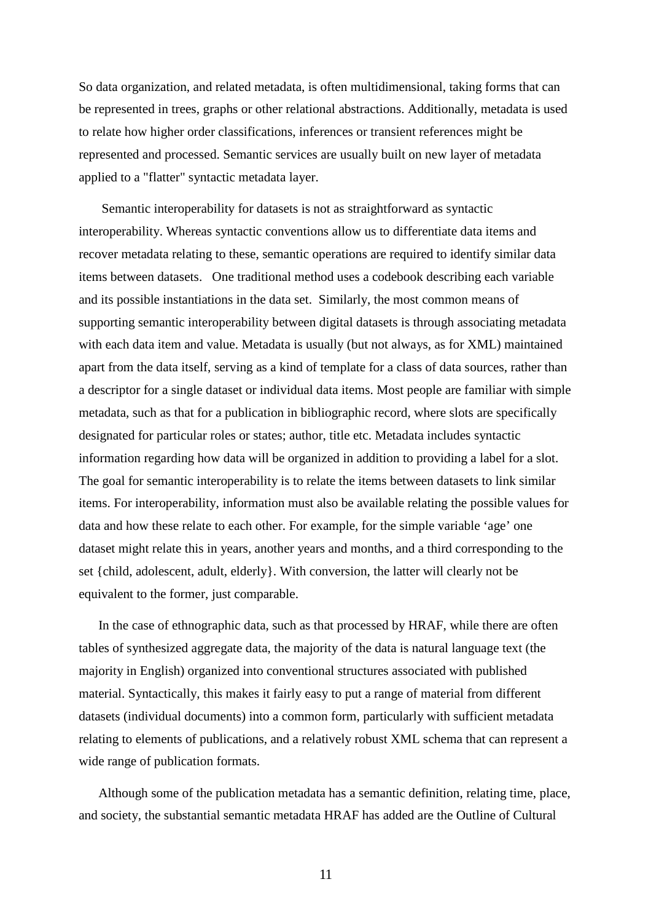So data organization, and related metadata, is often multidimensional, taking forms that can be represented in trees, graphs or other relational abstractions. Additionally, metadata is used to relate how higher order classifications, inferences or transient references might be represented and processed. Semantic services are usually built on new layer of metadata applied to a "flatter" syntactic metadata layer.

Semantic interoperability for datasets is not as straightforward as syntactic interoperability. Whereas syntactic conventions allow us to differentiate data items and recover metadata relating to these, semantic operations are required to identify similar data items between datasets. One traditional method uses a codebook describing each variable and its possible instantiations in the data set. Similarly, the most common means of supporting semantic interoperability between digital datasets is through associating metadata with each data item and value. Metadata is usually (but not always, as for XML) maintained apart from the data itself, serving as a kind of template for a class of data sources, rather than a descriptor for a single dataset or individual data items. Most people are familiar with simple metadata, such as that for a publication in bibliographic record, where slots are specifically designated for particular roles or states; author, title etc. Metadata includes syntactic information regarding how data will be organized in addition to providing a label for a slot. The goal for semantic interoperability is to relate the items between datasets to link similar items. For interoperability, information must also be available relating the possible values for data and how these relate to each other. For example, for the simple variable 'age' one dataset might relate this in years, another years and months, and a third corresponding to the set {child, adolescent, adult, elderly}. With conversion, the latter will clearly not be equivalent to the former, just comparable.

In the case of ethnographic data, such as that processed by HRAF, while there are often tables of synthesized aggregate data, the majority of the data is natural language text (the majority in English) organized into conventional structures associated with published material. Syntactically, this makes it fairly easy to put a range of material from different datasets (individual documents) into a common form, particularly with sufficient metadata relating to elements of publications, and a relatively robust XML schema that can represent a wide range of publication formats.

Although some of the publication metadata has a semantic definition, relating time, place, and society, the substantial semantic metadata HRAF has added are the Outline of Cultural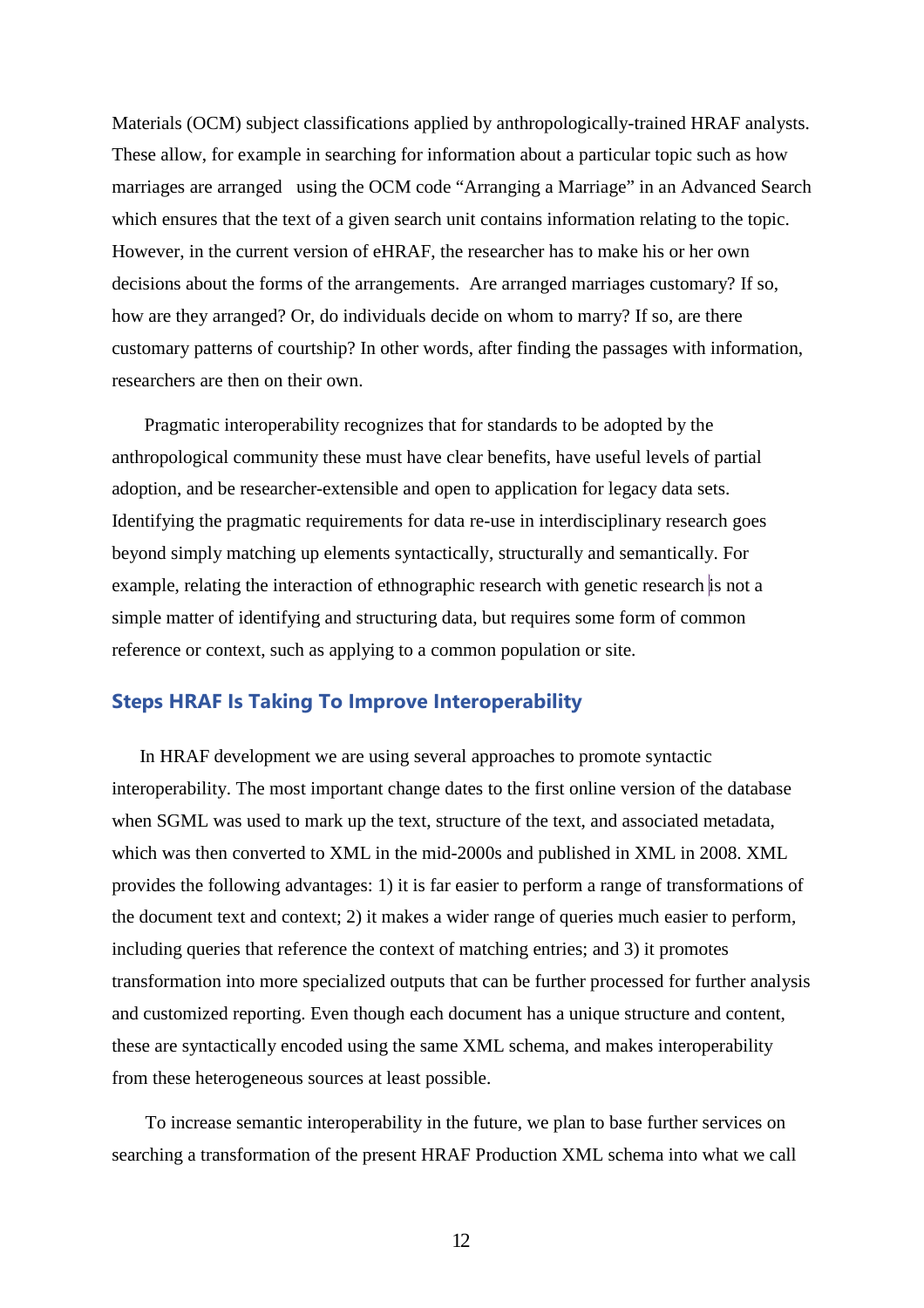Materials (OCM) subject classifications applied by anthropologically-trained HRAF analysts. These allow, for example in searching for information about a particular topic such as how marriages are arranged using the OCM code "Arranging a Marriage" in an Advanced Search which ensures that the text of a given search unit contains information relating to the topic. However, in the current version of eHRAF, the researcher has to make his or her own decisions about the forms of the arrangements. Are arranged marriages customary? If so, how are they arranged? Or, do individuals decide on whom to marry? If so, are there customary patterns of courtship? In other words, after finding the passages with information, researchers are then on their own.

Pragmatic interoperability recognizes that for standards to be adopted by the anthropological community these must have clear benefits, have useful levels of partial adoption, and be researcher-extensible and open to application for legacy data sets. Identifying the pragmatic requirements for data re-use in interdisciplinary research goes beyond simply matching up elements syntactically, structurally and semantically. For example, relating the interaction of ethnographic research with genetic research is not a simple matter of identifying and structuring data, but requires some form of common reference or context, such as applying to a common population or site.

## Steps HRAF Is Taking To Improve Interoperability

In HRAF development we are using several approaches to promote syntactic interoperability. The most important change dates to the first online version of the database when SGML was used to mark up the text, structure of the text, and associated metadata, which was then converted to XML in the mid-2000s and published in XML in 2008. XML provides the following advantages: 1) it is far easier to perform a range of transformations of the document text and context; 2) it makes a wider range of queries much easier to perform, including queries that reference the context of matching entries; and 3) it promotes transformation into more specialized outputs that can be further processed for further analysis and customized reporting. Even though each document has a unique structure and content, these are syntactically encoded using the same XML schema, and makes interoperability from these heterogeneous sources at least possible.

To increase semantic interoperability in the future, we plan to base further services on searching a transformation of the present HRAF Production XML schema into what we call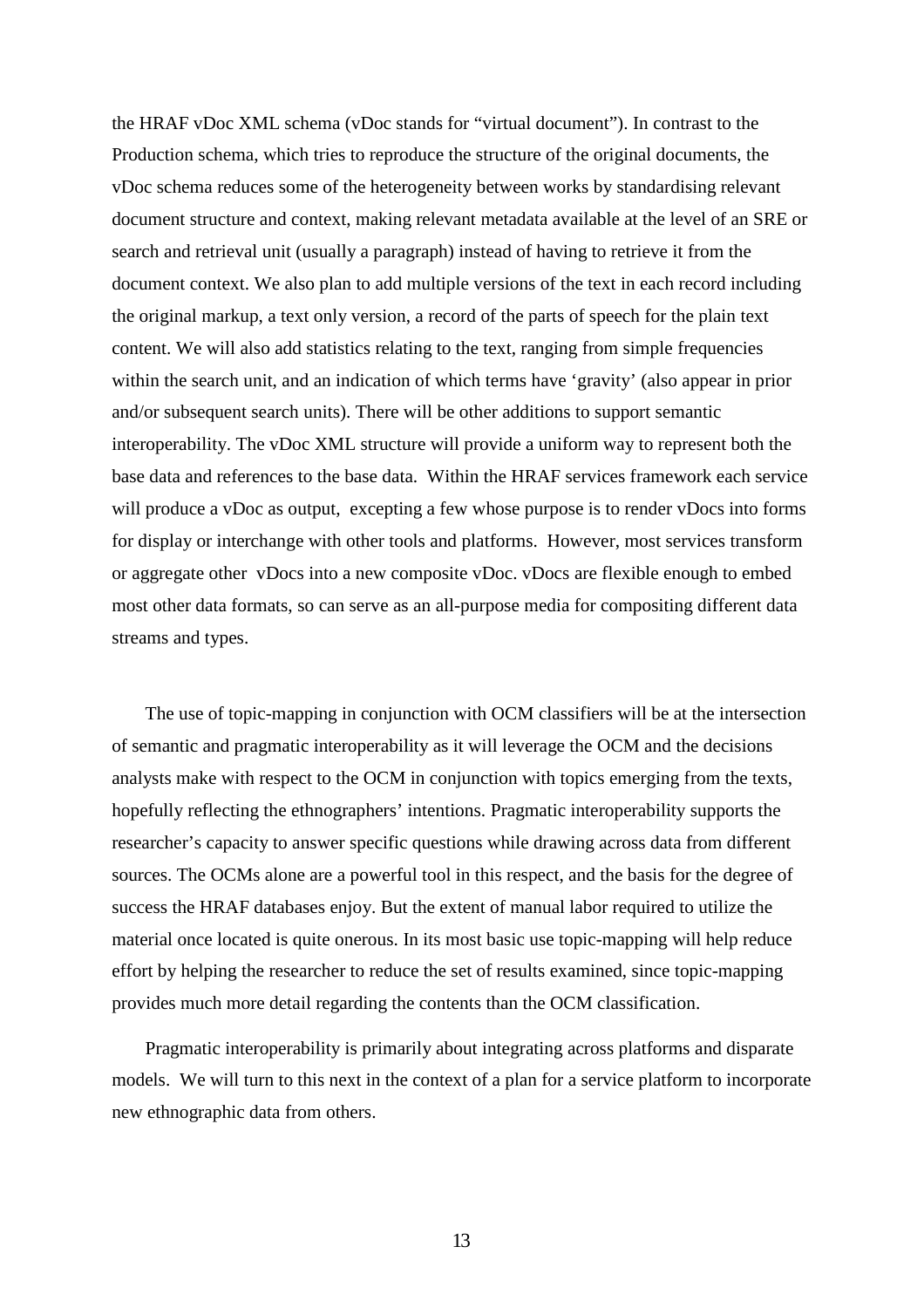the HRAF vDoc XML schema (vDoc stands for "virtual document"). In contrast to the Production schema, which tries to reproduce the structure of the original documents, the vDoc schema reduces some of the heterogeneity between works by standardising relevant document structure and context, making relevant metadata available at the level of an SRE or search and retrieval unit (usually a paragraph) instead of having to retrieve it from the document context. We also plan to add multiple versions of the text in each record including the original markup, a text only version, a record of the parts of speech for the plain text content. We will also add statistics relating to the text, ranging from simple frequencies within the search unit, and an indication of which terms have 'gravity' (also appear in prior and/or subsequent search units). There will be other additions to support semantic interoperability. The vDoc XML structure will provide a uniform way to represent both the base data and references to the base data. Within the HRAF services framework each service will produce a vDoc as output, excepting a few whose purpose is to render vDocs into forms for display or interchange with other tools and platforms. However, most services transform or aggregate other vDocs into a new composite vDoc. vDocs are flexible enough to embed most other data formats, so can serve as an all-purpose media for compositing different data streams and types.

The use of topic-mapping in conjunction with OCM classifiers will be at the intersection of semantic and pragmatic interoperability as it will leverage the OCM and the decisions analysts make with respect to the OCM in conjunction with topics emerging from the texts, hopefully reflecting the ethnographers' intentions. Pragmatic interoperability supports the researcher's capacity to answer specific questions while drawing across data from different sources. The OCMs alone are a powerful tool in this respect, and the basis for the degree of success the HRAF databases enjoy. But the extent of manual labor required to utilize the material once located is quite onerous. In its most basic use topic-mapping will help reduce effort by helping the researcher to reduce the set of results examined, since topic-mapping provides much more detail regarding the contents than the OCM classification.

Pragmatic interoperability is primarily about integrating across platforms and disparate models. We will turn to this next in the context of a plan for a service platform to incorporate new ethnographic data from others.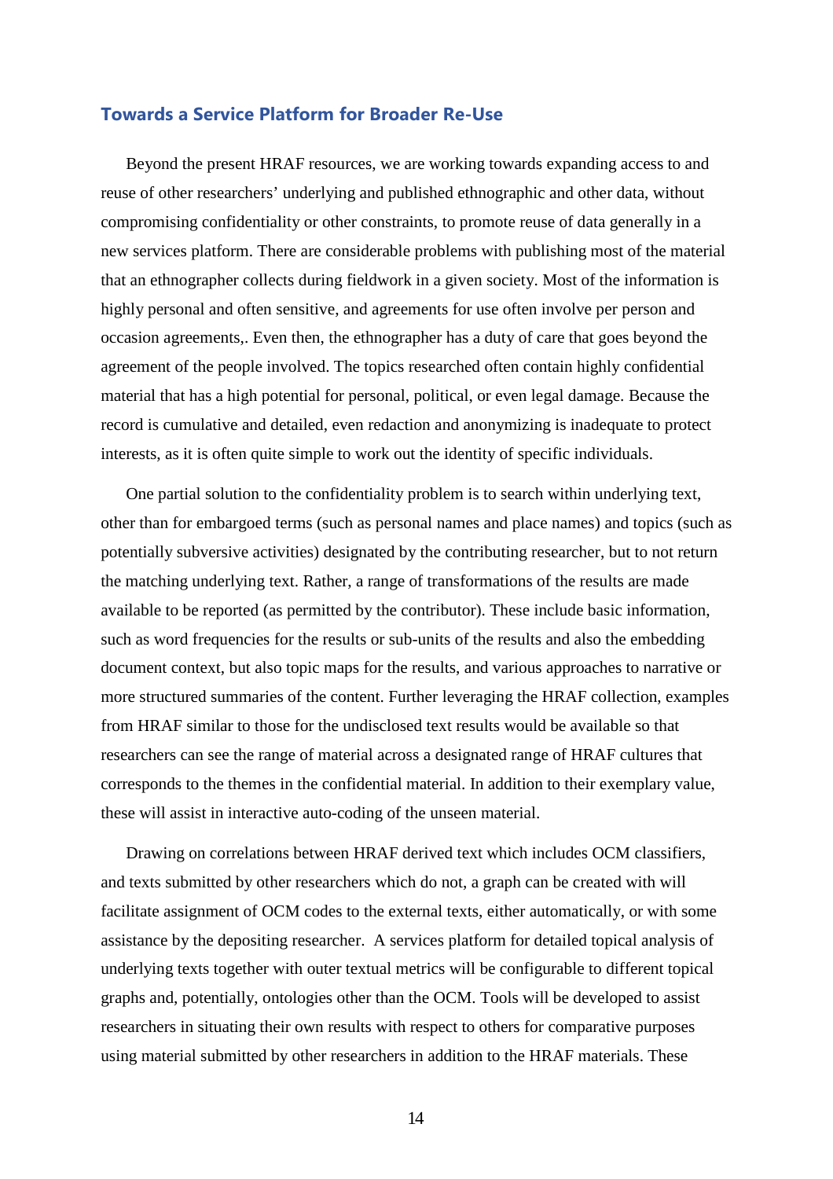## Towards a Service Platform for Broader Re-Use

Beyond the present HRAF resources, we are working towards expanding access to and reuse of other researchers' underlying and published ethnographic and other data, without compromising confidentiality or other constraints, to promote reuse of data generally in a new services platform. There are considerable problems with publishing most of the material that an ethnographer collects during fieldwork in a given society. Most of the information is highly personal and often sensitive, and agreements for use often involve per person and occasion agreements,. Even then, the ethnographer has a duty of care that goes beyond the agreement of the people involved. The topics researched often contain highly confidential material that has a high potential for personal, political, or even legal damage. Because the record is cumulative and detailed, even redaction and anonymizing is inadequate to protect interests, as it is often quite simple to work out the identity of specific individuals.

One partial solution to the confidentiality problem is to search within underlying text, other than for embargoed terms (such as personal names and place names) and topics (such as potentially subversive activities) designated by the contributing researcher, but to not return the matching underlying text. Rather, a range of transformations of the results are made available to be reported (as permitted by the contributor). These include basic information, such as word frequencies for the results or sub-units of the results and also the embedding document context, but also topic maps for the results, and various approaches to narrative or more structured summaries of the content. Further leveraging the HRAF collection, examples from HRAF similar to those for the undisclosed text results would be available so that researchers can see the range of material across a designated range of HRAF cultures that corresponds to the themes in the confidential material. In addition to their exemplary value, these will assist in interactive auto-coding of the unseen material.

Drawing on correlations between HRAF derived text which includes OCM classifiers, and texts submitted by other researchers which do not, a graph can be created with will facilitate assignment of OCM codes to the external texts, either automatically, or with some assistance by the depositing researcher. A services platform for detailed topical analysis of underlying texts together with outer textual metrics will be configurable to different topical graphs and, potentially, ontologies other than the OCM. Tools will be developed to assist researchers in situating their own results with respect to others for comparative purposes using material submitted by other researchers in addition to the HRAF materials. These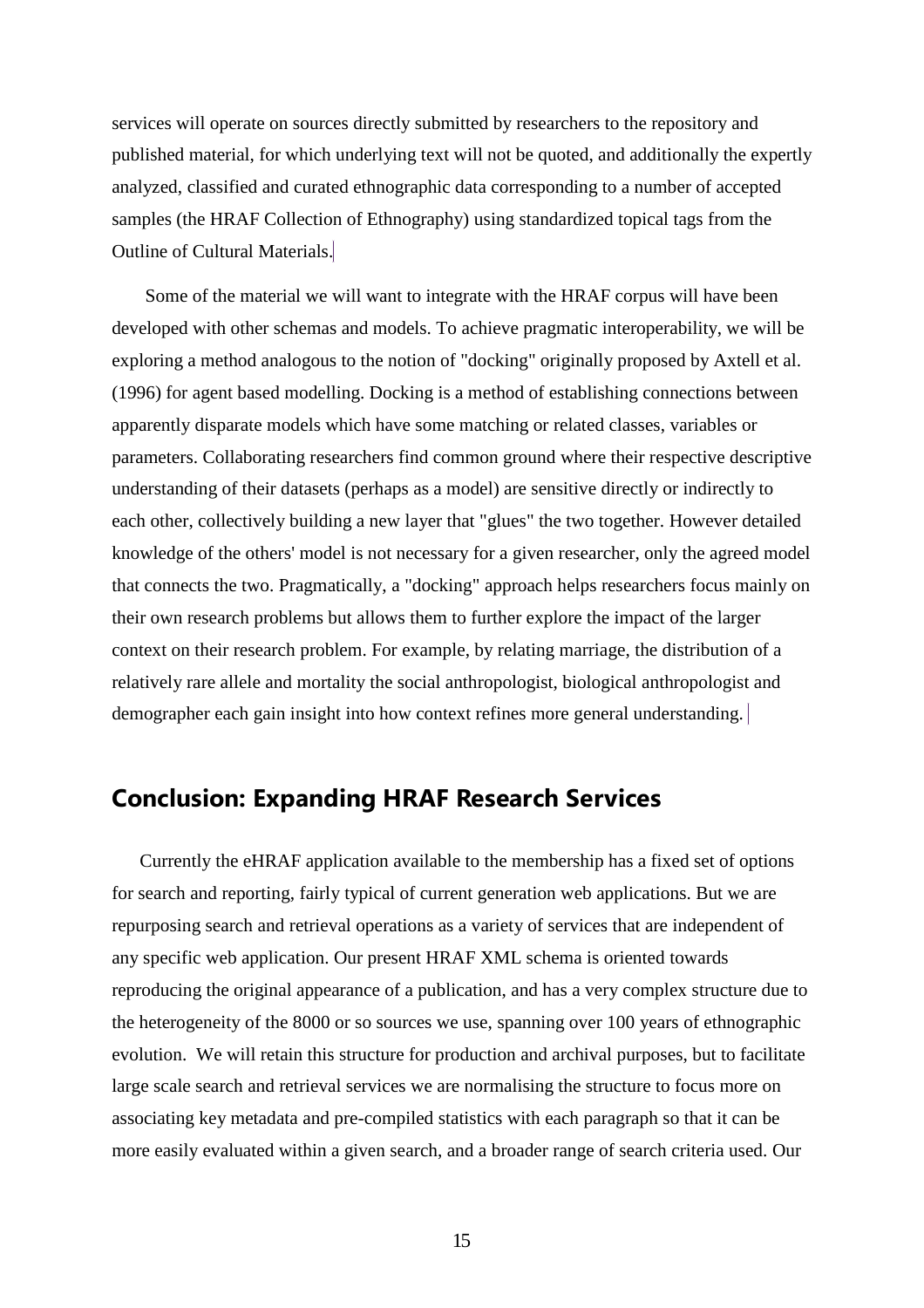services will operate on sources directly submitted by researchers to the repository and published material, for which underlying text will not be quoted, and additionally the expertly analyzed, classified and curated ethnographic data corresponding to a number of accepted samples (the HRAF Collection of Ethnography) using standardized topical tags from the Outline of Cultural Materials.

Some of the material we will want to integrate with the HRAF corpus will have been developed with other schemas and models. To achieve pragmatic interoperability, we will be exploring a method analogous to the notion of "docking" originally proposed by Axtell et al. (1996) for agent based modelling. Docking is a method of establishing connections between apparently disparate models which have some matching or related classes, variables or parameters. Collaborating researchers find common ground where their respective descriptive understanding of their datasets (perhaps as a model) are sensitive directly or indirectly to each other, collectively building a new layer that "glues" the two together. However detailed knowledge of the others' model is not necessary for a given researcher, only the agreed model that connects the two. Pragmatically, a "docking" approach helps researchers focus mainly on their own research problems but allows them to further explore the impact of the larger context on their research problem. For example, by relating marriage, the distribution of a relatively rare allele and mortality the social anthropologist, biological anthropologist and demographer each gain insight into how context refines more general understanding.

## Conclusion: Expanding HRAF Research Services

Currently the eHRAF application available to the membership has a fixed set of options for search and reporting, fairly typical of current generation web applications. But we are repurposing search and retrieval operations as a variety of services that are independent of any specific web application. Our present HRAF XML schema is oriented towards reproducing the original appearance of a publication, and has a very complex structure due to the heterogeneity of the 8000 or so sources we use, spanning over 100 years of ethnographic evolution. We will retain this structure for production and archival purposes, but to facilitate large scale search and retrieval services we are normalising the structure to focus more on associating key metadata and pre-compiled statistics with each paragraph so that it can be more easily evaluated within a given search, and a broader range of search criteria used. Our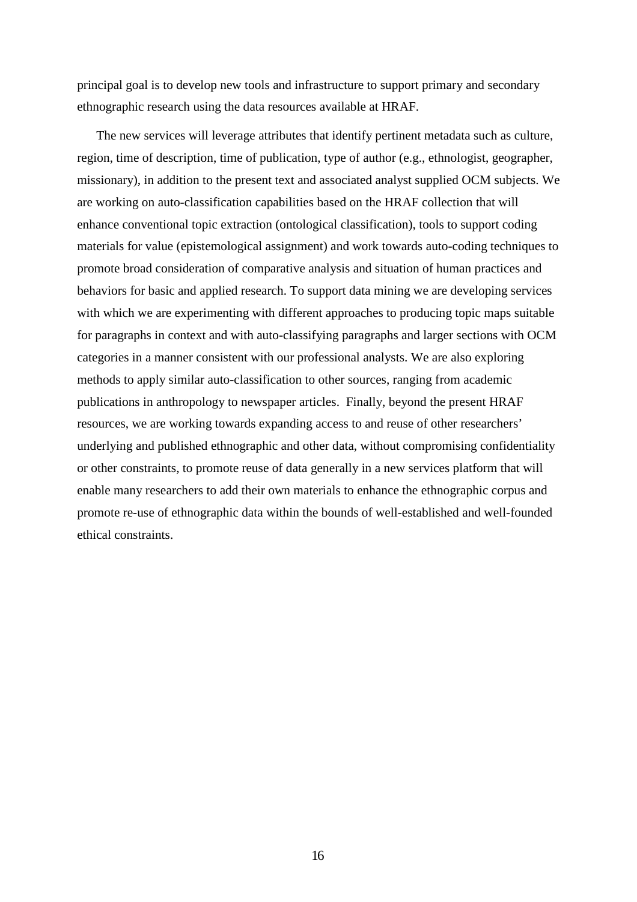principal goal is to develop new tools and infrastructure to support primary and secondary ethnographic research using the data resources available at HRAF.

The new services will leverage attributes that identify pertinent metadata such as culture, region, time of description, time of publication, type of author (e.g., ethnologist, geographer, missionary), in addition to the present text and associated analyst supplied OCM subjects. We are working on auto-classification capabilities based on the HRAF collection that will enhance conventional topic extraction (ontological classification), tools to support coding materials for value (epistemological assignment) and work towards auto-coding techniques to promote broad consideration of comparative analysis and situation of human practices and behaviors for basic and applied research. To support data mining we are developing services with which we are experimenting with different approaches to producing topic maps suitable for paragraphs in context and with auto-classifying paragraphs and larger sections with OCM categories in a manner consistent with our professional analysts. We are also exploring methods to apply similar auto-classification to other sources, ranging from academic publications in anthropology to newspaper articles. Finally, beyond the present HRAF resources, we are working towards expanding access to and reuse of other researchers' underlying and published ethnographic and other data, without compromising confidentiality or other constraints, to promote reuse of data generally in a new services platform that will enable many researchers to add their own materials to enhance the ethnographic corpus and promote re-use of ethnographic data within the bounds of well-established and well-founded ethical constraints.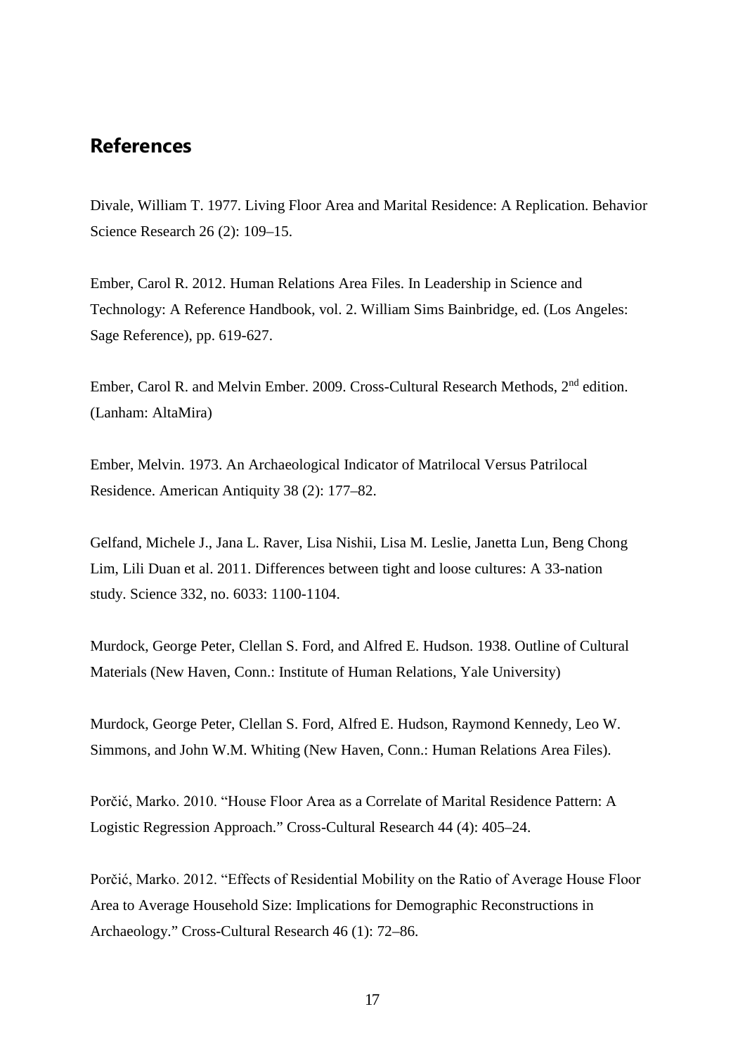## References

Divale, William T. 1977. Living Floor Area and Marital Residence: A Replication. Behavior Science Research 26 (2): 109–15.

Ember, Carol R. 2012. Human Relations Area Files. In Leadership in Science and Technology: A Reference Handbook, vol. 2. William Sims Bainbridge, ed. (Los Angeles: Sage Reference), pp. 619-627.

Ember, Carol R. and Melvin Ember. 2009. Cross-Cultural Research Methods, 2nd edition. (Lanham: AltaMira)

Ember, Melvin. 1973. An Archaeological Indicator of Matrilocal Versus Patrilocal Residence. American Antiquity 38 (2): 177–82.

Gelfand, Michele J., Jana L. Raver, Lisa Nishii, Lisa M. Leslie, Janetta Lun, Beng Chong Lim, Lili Duan et al. 2011. Differences between tight and loose cultures: A 33-nation study. Science 332, no. 6033: 1100-1104.

Murdock, George Peter, Clellan S. Ford, and Alfred E. Hudson. 1938. Outline of Cultural Materials (New Haven, Conn.: Institute of Human Relations, Yale University)

Murdock, George Peter, Clellan S. Ford, Alfred E. Hudson, Raymond Kennedy, Leo W. Simmons, and John W.M. Whiting (New Haven, Conn.: Human Relations Area Files).

Porčić, Marko. 2010. "House Floor Area as a Correlate of Marital Residence Pattern: A Logistic Regression Approach." Cross-Cultural Research 44 (4): 405–24.

Porčić, Marko. 2012. "Effects of Residential Mobility on the Ratio of Average House Floor Area to Average Household Size: Implications for Demographic Reconstructions in Archaeology." Cross-Cultural Research 46 (1): 72–86.